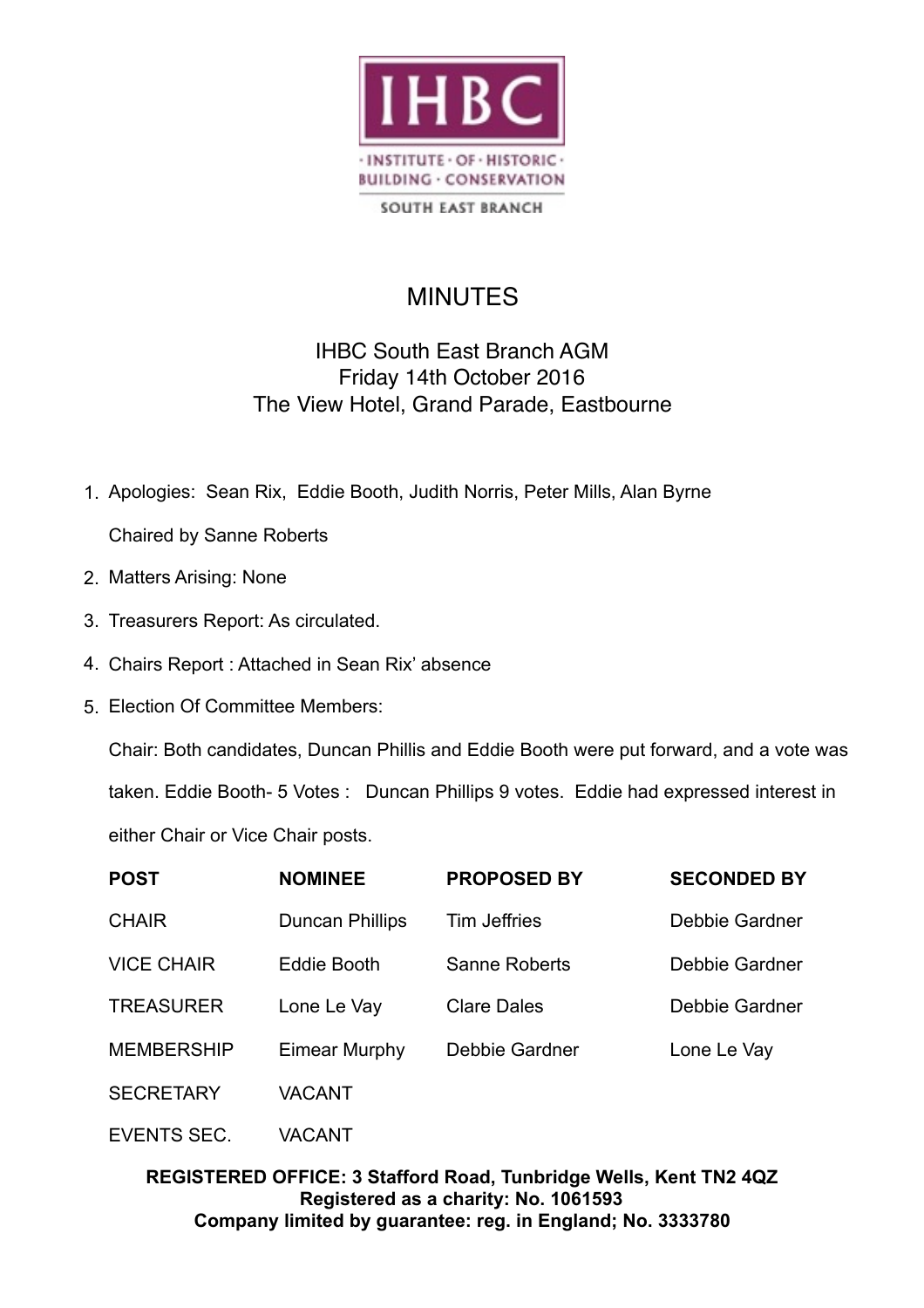IHBC

· INSTITUTE · OF · HISTORIC · BUILDING · CONSERVATION

SOUTH EAST BRANCH

# MINUTES

IHBC South East Branch AGM
Friday 14th October 2016
The View Hotel, Grand Parade, Eastbourne

1. Apologies: Sean Rix, Eddie Booth, Judith Norris, Peter Mills, Alan Byrne

   Chaired by Sanne Roberts

2. Matters Arising: None
3. Treasurers Report: As circulated.
4. Chairs Report : Attached in Sean Rix' absence
5. Election Of Committee Members:

   Chair: Both candidates, Duncan Phillis and Eddie Booth were put forward, and a vote was taken. Eddie Booth- 5 Votes : Duncan Phillips 9 votes. Eddie had expressed interest in either Chair or Vice Chair posts.

| POST | NOMINEE | PROPOSED BY | SECONDED BY |
|---|---|---|---|
| CHAIR | Duncan Phillips | Tim Jeffries | Debbie Gardner |
| VICE CHAIR | Eddie Booth | Sanne Roberts | Debbie Gardner |
| TREASURER | Lone Le Vay | Clare Dales | Debbie Gardner |
| MEMBERSHIP | Eimear Murphy | Debbie Gardner | Lone Le Vay |
| SECRETARY | VACANT | | |
| EVENTS SEC. | VACANT | | |

**REGISTERED OFFICE: 3 Stafford Road, Tunbridge Wells, Kent TN2 4QZ**
**Registered as a charity: No. 1061593**
**Company limited by guarantee: reg. in England; No. 3333780**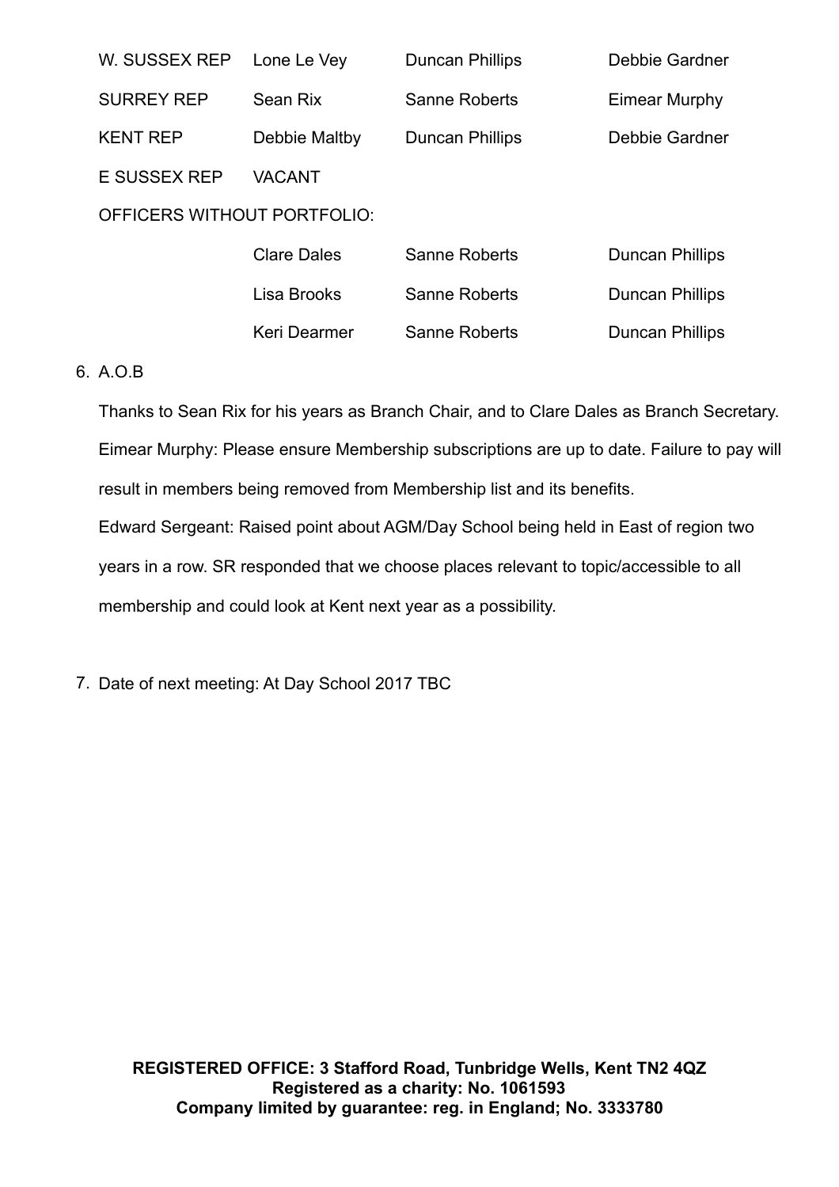| | | | |
|---|---|---|---|
| W. SUSSEX REP | Lone Le Vey | Duncan Phillips | Debbie Gardner |
| SURREY REP | Sean Rix | Sanne Roberts | Eimear Murphy |
| KENT REP | Debbie Maltby | Duncan Phillips | Debbie Gardner |
| E SUSSEX REP | VACANT | | |
| OFFICERS WITHOUT PORTFOLIO: | | | |
| | Clare Dales | Sanne Roberts | Duncan Phillips |
| | Lisa Brooks | Sanne Roberts | Duncan Phillips |
| | Keri Dearmer | Sanne Roberts | Duncan Phillips |

6. A.O.B

   Thanks to Sean Rix for his years as Branch Chair, and to Clare Dales as Branch Secretary.

   Eimear Murphy: Please ensure Membership subscriptions are up to date. Failure to pay will result in members being removed from Membership list and its benefits.

   Edward Sergeant: Raised point about AGM/Day School being held in East of region two years in a row. SR responded that we choose places relevant to topic/accessible to all membership and could look at Kent next year as a possibility.

7. Date of next meeting: At Day School 2017 TBC

**REGISTERED OFFICE: 3 Stafford Road, Tunbridge Wells, Kent TN2 4QZ**
**Registered as a charity: No. 1061593**
**Company limited by guarantee: reg. in England; No. 3333780**